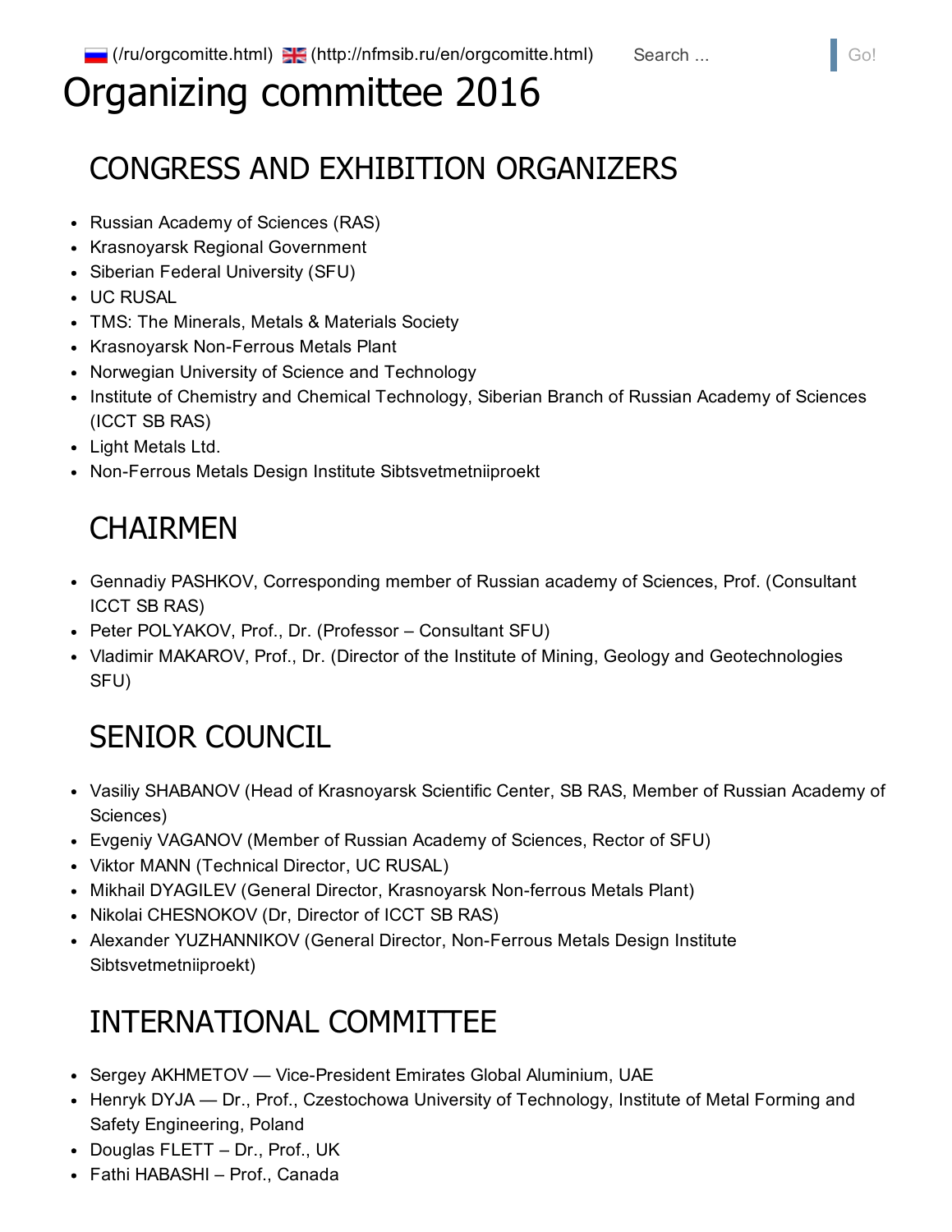(/ru/orgcomitte.html) (http://nfmsib.ru/en/orgcomitte.html) Search ... Go!

# Organizing committee 2016

## CONGRESS AND EXHIBITION ORGANIZERS

- Russian Academy of Sciences (RAS)
- Krasnoyarsk Regional Government
- Siberian Federal University (SFU)
- UC RUSAL
- TMS: The Minerals, Metals & Materials Society
- Krasnoyarsk Non-Ferrous Metals Plant
- Norwegian University of Science and Technology
- Institute of Chemistry and Chemical Technology, Siberian Branch of Russian Academy of Sciences (ICCT SB RAS)
- Light Metals Ltd.
- Non-Ferrous Metals Design Institute Sibtsvetmetniiproekt

## CHAIRMEN

- Gennadiy PASHKOV, Corresponding member of Russian academy of Sciences, Prof. (Consultant ICCT SB RAS)
- Peter POLYAKOV, Prof., Dr. (Professor – Consultant SFU)
- Vladimir MAKAROV, Prof., Dr. (Director of the Institute of Mining, Geology and Geotechnologies SFU)

## SENIOR COUNCIL

- Vasiliy SHABANOV (Head of Krasnoyarsk Scientific Center, SB RAS, Member of Russian Academy of Sciences)
- Evgeniy VAGANOV (Member of Russian Academy of Sciences, Rector of SFU)
- Viktor MANN (Technical Director, UC RUSAL)
- Mikhail DYAGILEV (General Director, Krasnoyarsk Non-ferrous Metals Plant)
- Nikolai CHESNOKOV (Dr, Director of ICCT SB RAS)
- Alexander YUZHANNIKOV (General Director, Non-Ferrous Metals Design Institute Sibtsvetmetniiproekt)

## INTERNATIONAL COMMITTEE

- Sergey AKHMETOV — Vice-President Emirates Global Aluminium, UAE
- Henryk DYJA — Dr., Prof., Czestochowa University of Technology, Institute of Metal Forming and Safety Engineering, Poland
- Douglas FLETT – Dr., Prof., UK
- Fathi HABASHI – Prof., Canada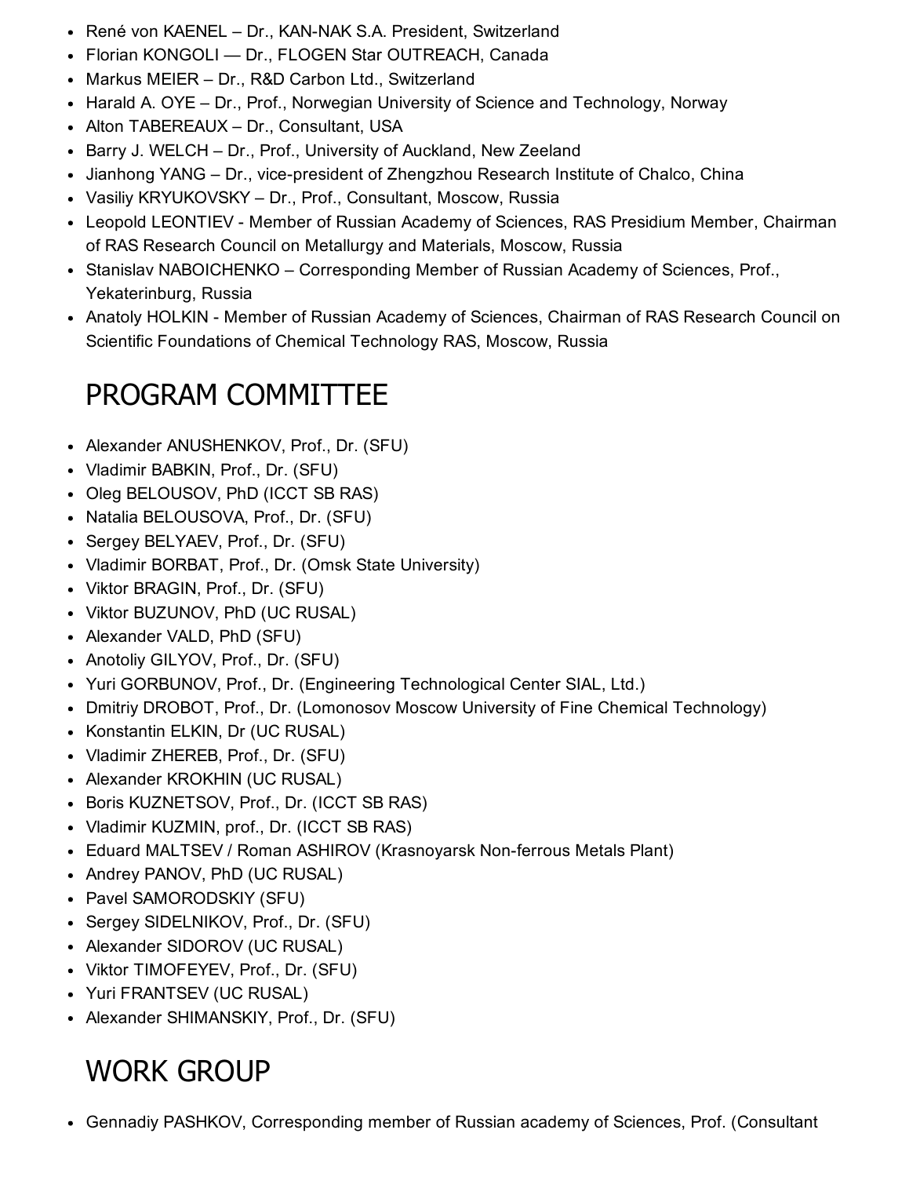- René von KAENEL – Dr., KAN-NAK S.A. President, Switzerland
- Florian KONGOLI — Dr., FLOGEN Star OUTREACH, Canada
- Markus MEIER – Dr., R&D Carbon Ltd., Switzerland
- Harald A. OYE – Dr., Prof., Norwegian University of Science and Technology, Norway
- Alton TABEREAUX – Dr., Consultant, USA
- Barry J. WELCH – Dr., Prof., University of Auckland, New Zeeland
- Jianhong YANG – Dr., vice-president of Zhengzhou Research Institute of Chalco, China
- Vasiliy KRYUKOVSKY – Dr., Prof., Consultant, Moscow, Russia
- Leopold LEONTIEV - Member of Russian Academy of Sciences, RAS Presidium Member, Chairman of RAS Research Council on Metallurgy and Materials, Moscow, Russia
- Stanislav NABOICHENKO – Corresponding Member of Russian Academy of Sciences, Prof., Yekaterinburg, Russia
- Anatoly HOLKIN - Member of Russian Academy of Sciences, Chairman of RAS Research Council on Scientific Foundations of Chemical Technology RAS, Moscow, Russia

# PROGRAM COMMITTEE

- Alexander ANUSHENKOV, Prof., Dr. (SFU)
- Vladimir BABKIN, Prof., Dr. (SFU)
- Oleg BELOUSOV, PhD (ICCT SB RAS)
- Natalia BELOUSOVA, Prof., Dr. (SFU)
- Sergey BELYAEV, Prof., Dr. (SFU)
- Vladimir BORBAT, Prof., Dr. (Omsk State University)
- Viktor BRAGIN, Prof., Dr. (SFU)
- Viktor BUZUNOV, PhD (UC RUSAL)
- Alexander VALD, PhD (SFU)
- Anotoliy GILYOV, Prof., Dr. (SFU)
- Yuri GORBUNOV, Prof., Dr. (Engineering Technological Center SIAL, Ltd.)
- Dmitriy DROBOT, Prof., Dr. (Lomonosov Moscow University of Fine Chemical Technology)
- Konstantin ELKIN, Dr (UC RUSAL)
- Vladimir ZHEREB, Prof., Dr. (SFU)
- Alexander KROKHIN (UC RUSAL)
- Boris KUZNETSOV, Prof., Dr. (ICCT SB RAS)
- Vladimir KUZMIN, prof., Dr. (ICCT SB RAS)
- Eduard MALTSEV / Roman ASHIROV (Krasnoyarsk Non-ferrous Metals Plant)
- Andrey PANOV, PhD (UC RUSAL)
- Pavel SAMORODSKIY (SFU)
- Sergey SIDELNIKOV, Prof., Dr. (SFU)
- Alexander SIDOROV (UC RUSAL)
- Viktor TIMOFEYEV, Prof., Dr. (SFU)
- Yuri FRANTSEV (UC RUSAL)
- Alexander SHIMANSKIY, Prof., Dr. (SFU)

# WORK GROUP

- Gennadiy PASHKOV, Corresponding member of Russian academy of Sciences, Prof. (Consultant